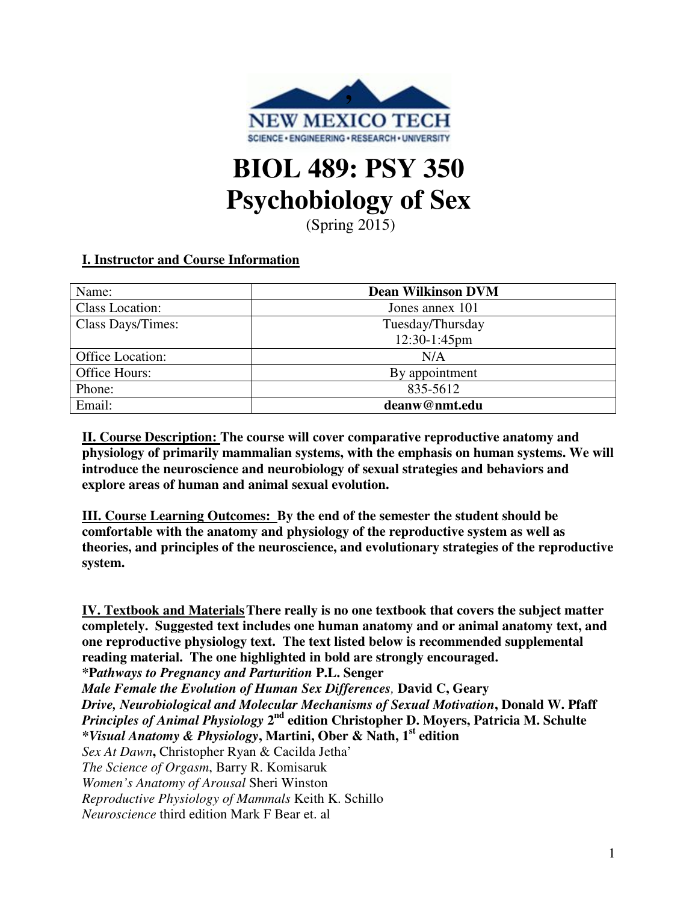NEW MEXICO TECH
SCIENCE • ENGINEERING • RESEARCH • UNIVERSITY

# BIOL 489: PSY 350
# Psychobiology of Sex

(Spring 2015)

## I. Instructor and Course Information

| Name: | **Dean Wilkinson DVM** |
|---|---|
| Class Location: | Jones annex 101 |
| Class Days/Times: | Tuesday/Thursday 12:30-1:45pm |
| Office Location: | N/A |
| Office Hours: | By appointment |
| Phone: | 835-5612 |
| Email: | **deanw@nmt.edu** |

**II. Course Description: The course will cover comparative reproductive anatomy and physiology of primarily mammalian systems, with the emphasis on human systems. We will introduce the neuroscience and neurobiology of sexual strategies and behaviors and explore areas of human and animal sexual evolution.**

**III. Course Learning Outcomes: By the end of the semester the student should be comfortable with the anatomy and physiology of the reproductive system as well as theories, and principles of the neuroscience, and evolutionary strategies of the reproductive system.**

**IV. Textbook and Materials There really is no one textbook that covers the subject matter completely. Suggested text includes one human anatomy and or animal anatomy text, and one reproductive physiology text. The text listed below is recommended supplemental reading material. The one highlighted in bold are strongly encouraged.**

***Pathways to Pregnancy and Parturition* P.L. Senger**
*Male Female the Evolution of Human Sex Differences,* **David C, Geary**
*Drive, Neurobiological and Molecular Mechanisms of Sexual Motivation*, **Donald W. Pfaff**
*Principles of Animal Physiology* **2nd edition Christopher D. Moyers, Patricia M. Schulte**
***Visual Anatomy & Physiology*, Martini, Ober & Nath, 1st edition**
*Sex At Dawn*, Christopher Ryan & Cacilda Jetha'
*The Science of Orgasm*, Barry R. Komisaruk
*Women's Anatomy of Arousal* Sheri Winston
*Reproductive Physiology of Mammals* Keith K. Schillo
*Neuroscience* third edition Mark F Bear et. al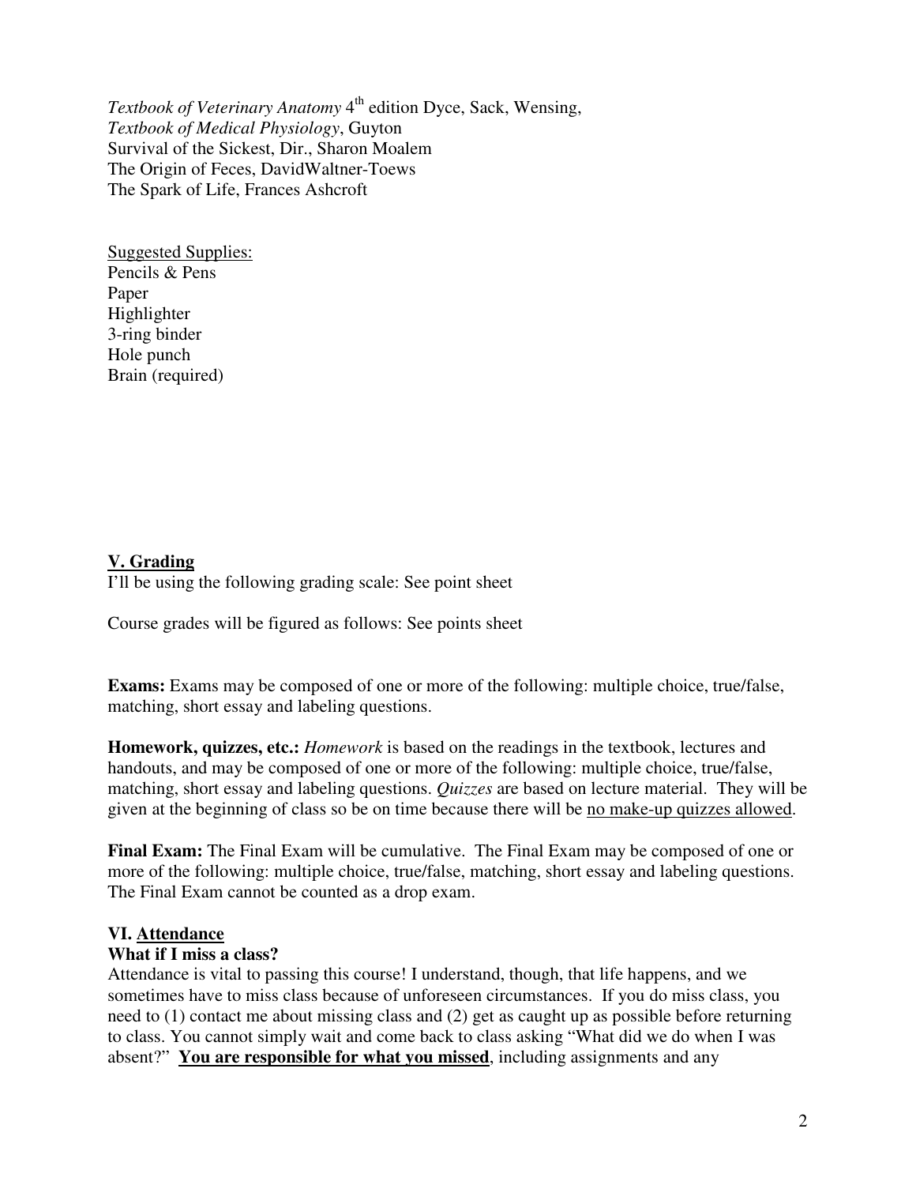*Textbook of Veterinary Anatomy* 4th edition Dyce, Sack, Wensing,
*Textbook of Medical Physiology*, Guyton
Survival of the Sickest, Dir., Sharon Moalem
The Origin of Feces, DavidWaltner-Toews
The Spark of Life, Frances Ashcroft

Suggested Supplies:
Pencils & Pens
Paper
Highlighter
3-ring binder
Hole punch
Brain (required)

## V. Grading

I'll be using the following grading scale: See point sheet

Course grades will be figured as follows: See points sheet

**Exams:** Exams may be composed of one or more of the following: multiple choice, true/false, matching, short essay and labeling questions.

**Homework, quizzes, etc.:** *Homework* is based on the readings in the textbook, lectures and handouts, and may be composed of one or more of the following: multiple choice, true/false, matching, short essay and labeling questions. *Quizzes* are based on lecture material. They will be given at the beginning of class so be on time because there will be no make-up quizzes allowed.

**Final Exam:** The Final Exam will be cumulative. The Final Exam may be composed of one or more of the following: multiple choice, true/false, matching, short essay and labeling questions. The Final Exam cannot be counted as a drop exam.

## VI. Attendance

### What if I miss a class?

Attendance is vital to passing this course! I understand, though, that life happens, and we sometimes have to miss class because of unforeseen circumstances. If you do miss class, you need to (1) contact me about missing class and (2) get as caught up as possible before returning to class. You cannot simply wait and come back to class asking "What did we do when I was absent?" **You are responsible for what you missed**, including assignments and any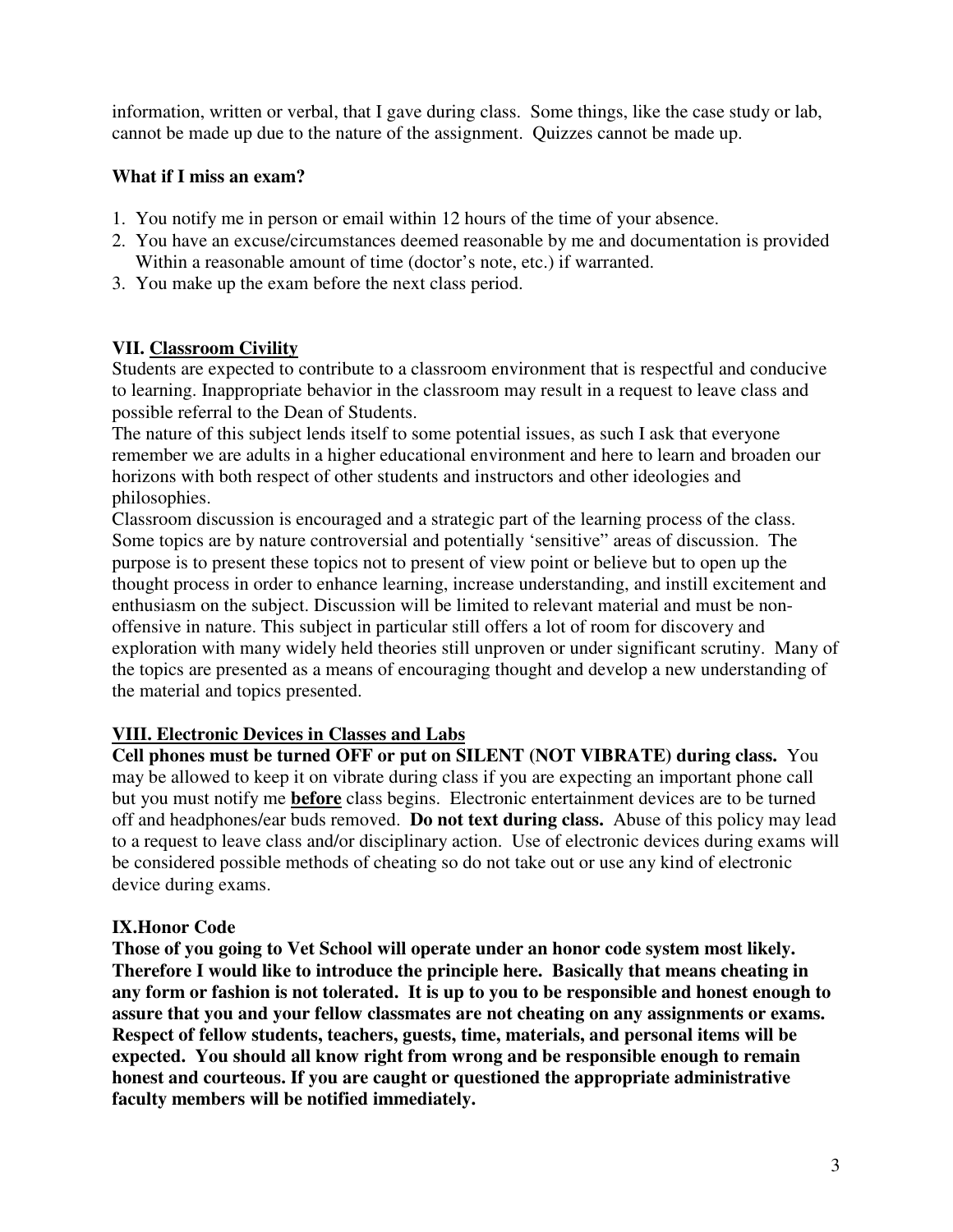information, written or verbal, that I gave during class. Some things, like the case study or lab, cannot be made up due to the nature of the assignment. Quizzes cannot be made up.

**What if I miss an exam?**

1. You notify me in person or email within 12 hours of the time of your absence.
2. You have an excuse/circumstances deemed reasonable by me and documentation is provided Within a reasonable amount of time (doctor's note, etc.) if warranted.
3. You make up the exam before the next class period.

## VII. <u>Classroom Civility</u>

Students are expected to contribute to a classroom environment that is respectful and conducive to learning. Inappropriate behavior in the classroom may result in a request to leave class and possible referral to the Dean of Students.

The nature of this subject lends itself to some potential issues, as such I ask that everyone remember we are adults in a higher educational environment and here to learn and broaden our horizons with both respect of other students and instructors and other ideologies and philosophies.

Classroom discussion is encouraged and a strategic part of the learning process of the class. Some topics are by nature controversial and potentially 'sensitive" areas of discussion. The purpose is to present these topics not to present of view point or believe but to open up the thought process in order to enhance learning, increase understanding, and instill excitement and enthusiasm on the subject. Discussion will be limited to relevant material and must be non-offensive in nature. This subject in particular still offers a lot of room for discovery and exploration with many widely held theories still unproven or under significant scrutiny. Many of the topics are presented as a means of encouraging thought and develop a new understanding of the material and topics presented.

## <u>VIII. Electronic Devices in Classes and Labs</u>

**Cell phones must be turned OFF or put on SILENT (NOT VIBRATE) during class.** You may be allowed to keep it on vibrate during class if you are expecting an important phone call but you must notify me **<u>before</u>** class begins. Electronic entertainment devices are to be turned off and headphones/ear buds removed. **Do not text during class.** Abuse of this policy may lead to a request to leave class and/or disciplinary action. Use of electronic devices during exams will be considered possible methods of cheating so do not take out or use any kind of electronic device during exams.

## IX.Honor Code

**Those of you going to Vet School will operate under an honor code system most likely. Therefore I would like to introduce the principle here. Basically that means cheating in any form or fashion is not tolerated. It is up to you to be responsible and honest enough to assure that you and your fellow classmates are not cheating on any assignments or exams. Respect of fellow students, teachers, guests, time, materials, and personal items will be expected. You should all know right from wrong and be responsible enough to remain honest and courteous. If you are caught or questioned the appropriate administrative faculty members will be notified immediately.**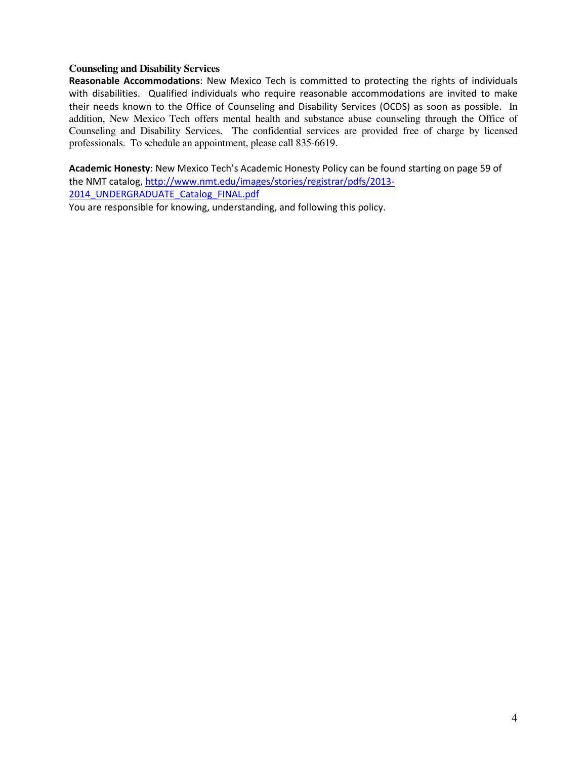### Counseling and Disability Services

**Reasonable Accommodations**: New Mexico Tech is committed to protecting the rights of individuals with disabilities. Qualified individuals who require reasonable accommodations are invited to make their needs known to the Office of Counseling and Disability Services (OCDS) as soon as possible. In addition, New Mexico Tech offers mental health and substance abuse counseling through the Office of Counseling and Disability Services. The confidential services are provided free of charge by licensed professionals. To schedule an appointment, please call 835-6619.

**Academic Honesty**: New Mexico Tech's Academic Honesty Policy can be found starting on page 59 of the NMT catalog, [http://www.nmt.edu/images/stories/registrar/pdfs/2013-2014_UNDERGRADUATE_Catalog_FINAL.pdf](http://www.nmt.edu/images/stories/registrar/pdfs/2013-2014_UNDERGRADUATE_Catalog_FINAL.pdf)
You are responsible for knowing, understanding, and following this policy.